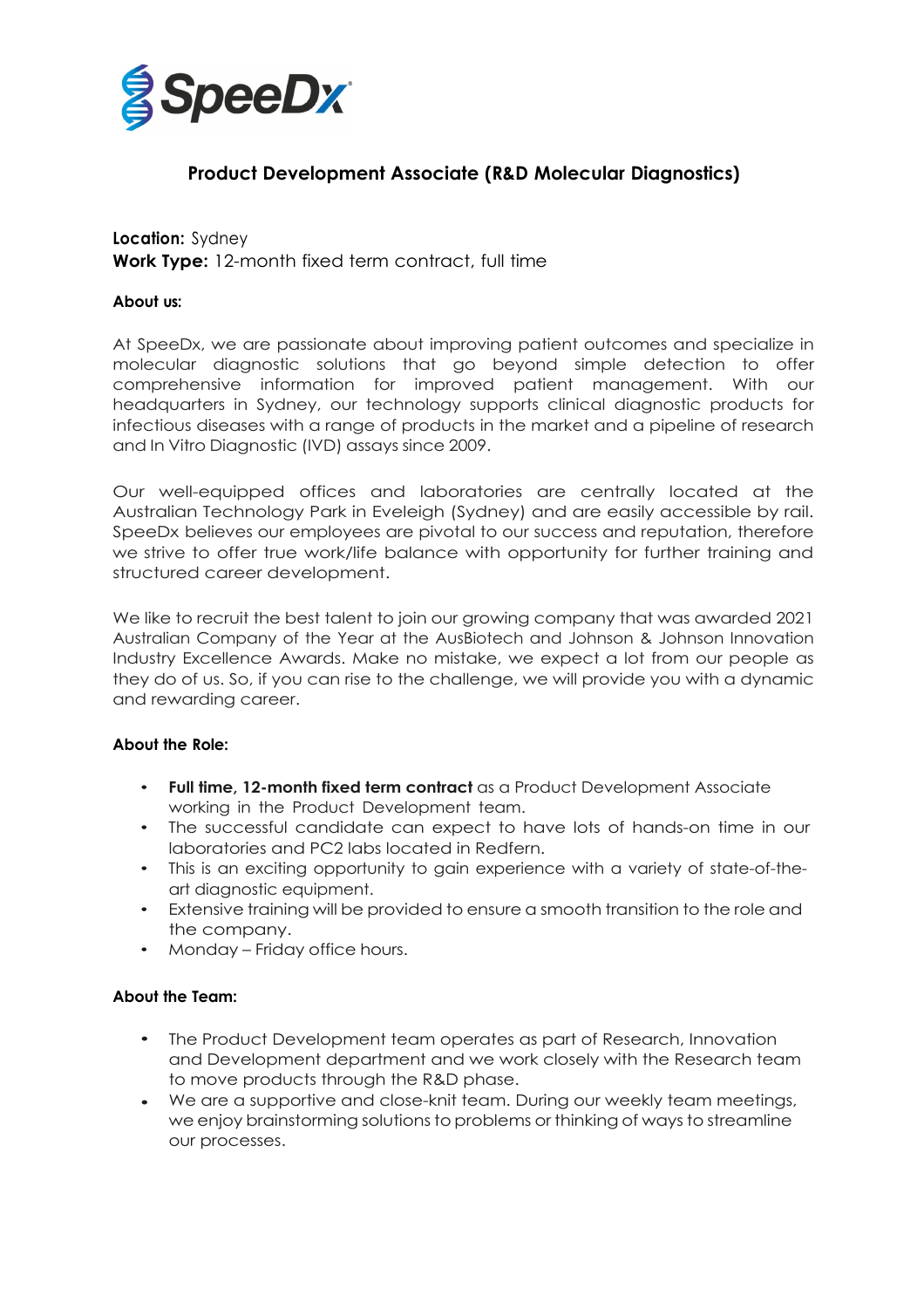SpeeDx

# Product Development Associate (R&D Molecular Diagnostics)

**Location:** Sydney
**Work Type:** 12-month fixed term contract, full time

**About us:**

At SpeeDx, we are passionate about improving patient outcomes and specialize in molecular diagnostic solutions that go beyond simple detection to offer comprehensive information for improved patient management. With our headquarters in Sydney, our technology supports clinical diagnostic products for infectious diseases with a range of products in the market and a pipeline of research and In Vitro Diagnostic (IVD) assays since 2009.

Our well-equipped offices and laboratories are centrally located at the Australian Technology Park in Eveleigh (Sydney) and are easily accessible by rail. SpeeDx believes our employees are pivotal to our success and reputation, therefore we strive to offer true work/life balance with opportunity for further training and structured career development.

We like to recruit the best talent to join our growing company that was awarded 2021 Australian Company of the Year at the AusBiotech and Johnson & Johnson Innovation Industry Excellence Awards. Make no mistake, we expect a lot from our people as they do of us. So, if you can rise to the challenge, we will provide you with a dynamic and rewarding career.

**About the Role:**

- **Full time, 12-month fixed term contract** as a Product Development Associate working in the Product Development team.
- The successful candidate can expect to have lots of hands-on time in our laboratories and PC2 labs located in Redfern.
- This is an exciting opportunity to gain experience with a variety of state-of-the-art diagnostic equipment.
- Extensive training will be provided to ensure a smooth transition to the role and the company.
- Monday – Friday office hours.

**About the Team:**

- The Product Development team operates as part of Research, Innovation and Development department and we work closely with the Research team to move products through the R&D phase.
- We are a supportive and close-knit team. During our weekly team meetings, we enjoy brainstorming solutions to problems or thinking of ways to streamline our processes.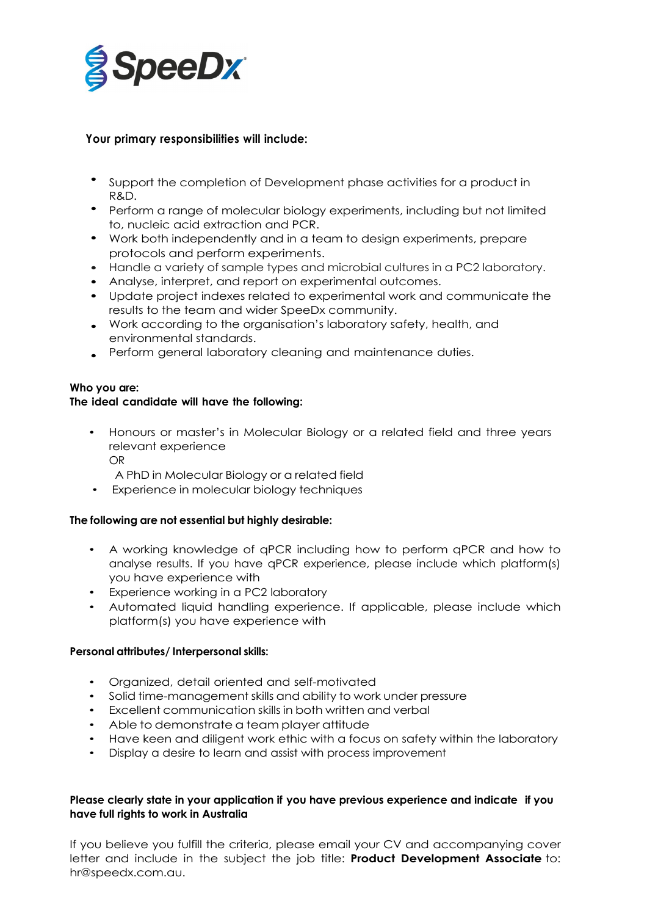**Your primary responsibilities will include:**

- Support the completion of Development phase activities for a product in R&D.
- Perform a range of molecular biology experiments, including but not limited to, nucleic acid extraction and PCR.
- Work both independently and in a team to design experiments, prepare protocols and perform experiments.
- Handle a variety of sample types and microbial cultures in a PC2 laboratory.
- Analyse, interpret, and report on experimental outcomes.
- Update project indexes related to experimental work and communicate the results to the team and wider SpeeDx community.
- Work according to the organisation's laboratory safety, health, and environmental standards.
- Perform general laboratory cleaning and maintenance duties.

**Who you are:**
**The ideal candidate will have the following:**

- Honours or master's in Molecular Biology or a related field and three years relevant experience
  OR
  A PhD in Molecular Biology or a related field
- Experience in molecular biology techniques

**The following are not essential but highly desirable:**

- A working knowledge of qPCR including how to perform qPCR and how to analyse results. If you have qPCR experience, please include which platform(s) you have experience with
- Experience working in a PC2 laboratory
- Automated liquid handling experience. If applicable, please include which platform(s) you have experience with

**Personal attributes/ Interpersonal skills:**

- Organized, detail oriented and self-motivated
- Solid time-management skills and ability to work under pressure
- Excellent communication skills in both written and verbal
- Able to demonstrate a team player attitude
- Have keen and diligent work ethic with a focus on safety within the laboratory
- Display a desire to learn and assist with process improvement

**Please clearly state in your application if you have previous experience and indicate if you have full rights to work in Australia**

If you believe you fulfill the criteria, please email your CV and accompanying cover letter and include in the subject the job title: **Product Development Associate** to: hr@speedx.com.au.